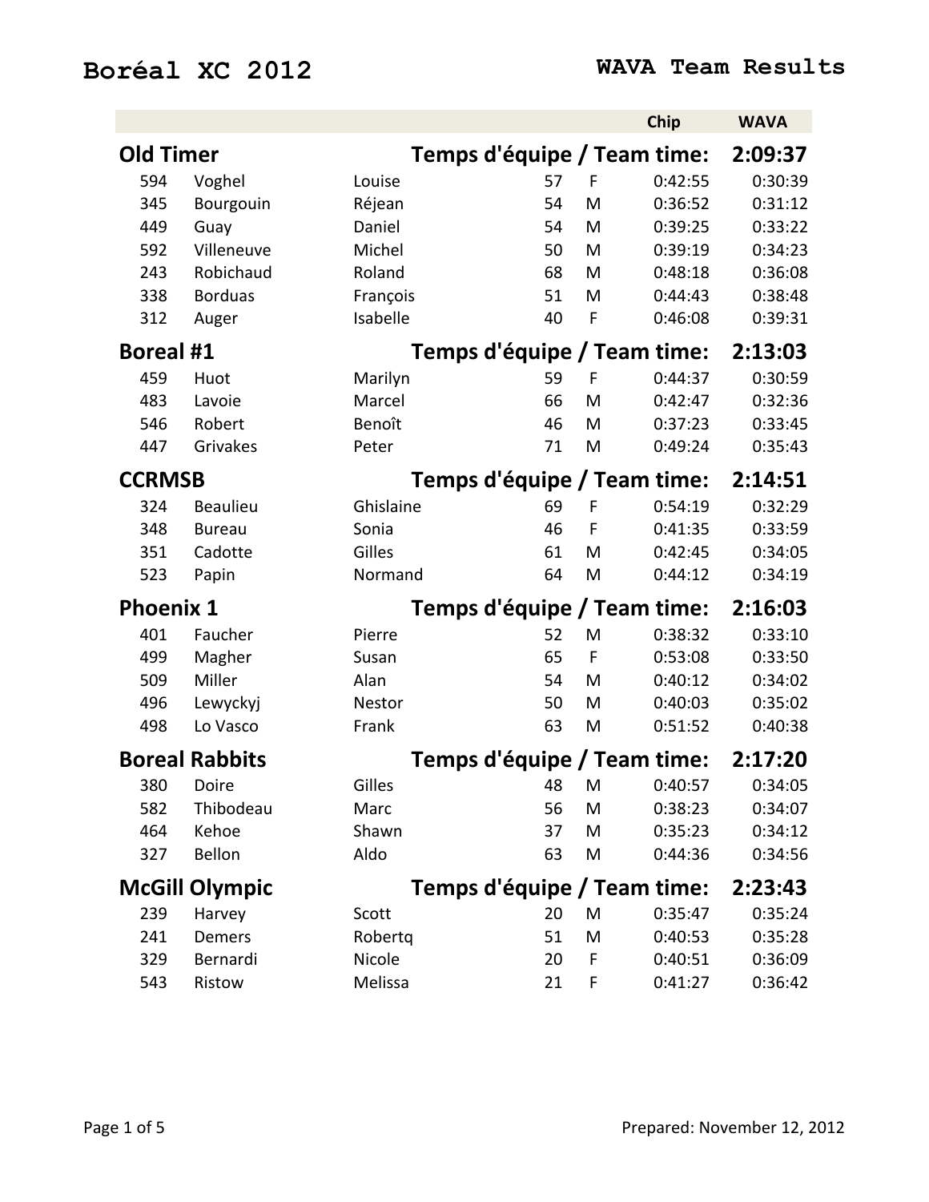# Boréal XC 2012

## WAVA Team Results

| | | | | | Chip | WAVA |
|---|---|---|---|---|---|---|
| **Old Timer** | | **Temps d'équipe / Team time:** | | | | **2:09:37** |
| 594 | Voghel | Louise | 57 | F | 0:42:55 | 0:30:39 |
| 345 | Bourgouin | Réjean | 54 | M | 0:36:52 | 0:31:12 |
| 449 | Guay | Daniel | 54 | M | 0:39:25 | 0:33:22 |
| 592 | Villeneuve | Michel | 50 | M | 0:39:19 | 0:34:23 |
| 243 | Robichaud | Roland | 68 | M | 0:48:18 | 0:36:08 |
| 338 | Borduas | François | 51 | M | 0:44:43 | 0:38:48 |
| 312 | Auger | Isabelle | 40 | F | 0:46:08 | 0:39:31 |
| **Boreal #1** | | **Temps d'équipe / Team time:** | | | | **2:13:03** |
| 459 | Huot | Marilyn | 59 | F | 0:44:37 | 0:30:59 |
| 483 | Lavoie | Marcel | 66 | M | 0:42:47 | 0:32:36 |
| 546 | Robert | Benoît | 46 | M | 0:37:23 | 0:33:45 |
| 447 | Grivakes | Peter | 71 | M | 0:49:24 | 0:35:43 |
| **CCRMSB** | | **Temps d'équipe / Team time:** | | | | **2:14:51** |
| 324 | Beaulieu | Ghislaine | 69 | F | 0:54:19 | 0:32:29 |
| 348 | Bureau | Sonia | 46 | F | 0:41:35 | 0:33:59 |
| 351 | Cadotte | Gilles | 61 | M | 0:42:45 | 0:34:05 |
| 523 | Papin | Normand | 64 | M | 0:44:12 | 0:34:19 |
| **Phoenix 1** | | **Temps d'équipe / Team time:** | | | | **2:16:03** |
| 401 | Faucher | Pierre | 52 | M | 0:38:32 | 0:33:10 |
| 499 | Magher | Susan | 65 | F | 0:53:08 | 0:33:50 |
| 509 | Miller | Alan | 54 | M | 0:40:12 | 0:34:02 |
| 496 | Lewyckyj | Nestor | 50 | M | 0:40:03 | 0:35:02 |
| 498 | Lo Vasco | Frank | 63 | M | 0:51:52 | 0:40:38 |
| **Boreal Rabbits** | | **Temps d'équipe / Team time:** | | | | **2:17:20** |
| 380 | Doire | Gilles | 48 | M | 0:40:57 | 0:34:05 |
| 582 | Thibodeau | Marc | 56 | M | 0:38:23 | 0:34:07 |
| 464 | Kehoe | Shawn | 37 | M | 0:35:23 | 0:34:12 |
| 327 | Bellon | Aldo | 63 | M | 0:44:36 | 0:34:56 |
| **McGill Olympic** | | **Temps d'équipe / Team time:** | | | | **2:23:43** |
| 239 | Harvey | Scott | 20 | M | 0:35:47 | 0:35:24 |
| 241 | Demers | Robertq | 51 | M | 0:40:53 | 0:35:28 |
| 329 | Bernardi | Nicole | 20 | F | 0:40:51 | 0:36:09 |
| 543 | Ristow | Melissa | 21 | F | 0:41:27 | 0:36:42 |

Prepared: November 12, 2012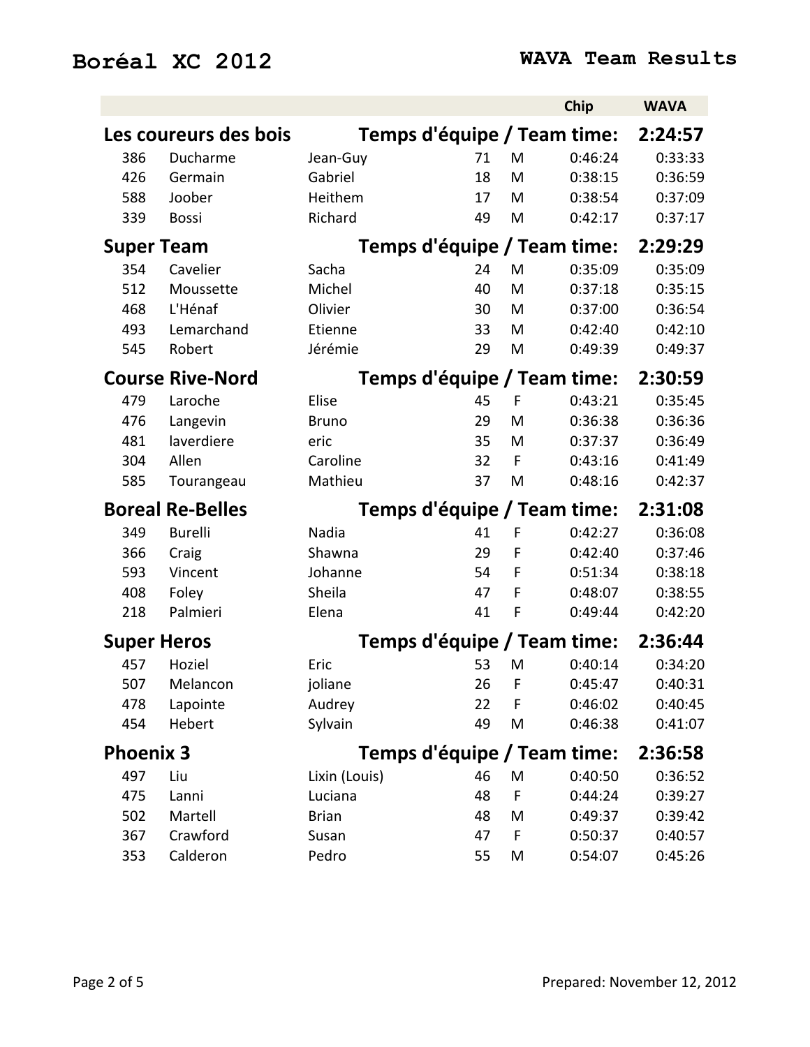# Boréal XC 2012

## WAVA Team Results

| | | | | | Chip | WAVA |
|---|---|---|---|---|---|---|
| **Les coureurs des bois** | | | | | **Temps d'équipe / Team time:** | **2:24:57** |
| 386 | Ducharme | Jean-Guy | 71 | M | 0:46:24 | 0:33:33 |
| 426 | Germain | Gabriel | 18 | M | 0:38:15 | 0:36:59 |
| 588 | Joober | Heithem | 17 | M | 0:38:54 | 0:37:09 |
| 339 | Bossi | Richard | 49 | M | 0:42:17 | 0:37:17 |
| **Super Team** | | | | | **Temps d'équipe / Team time:** | **2:29:29** |
| 354 | Cavelier | Sacha | 24 | M | 0:35:09 | 0:35:09 |
| 512 | Moussette | Michel | 40 | M | 0:37:18 | 0:35:15 |
| 468 | L'Hénaf | Olivier | 30 | M | 0:37:00 | 0:36:54 |
| 493 | Lemarchand | Etienne | 33 | M | 0:42:40 | 0:42:10 |
| 545 | Robert | Jérémie | 29 | M | 0:49:39 | 0:49:37 |
| **Course Rive-Nord** | | | | | **Temps d'équipe / Team time:** | **2:30:59** |
| 479 | Laroche | Elise | 45 | F | 0:43:21 | 0:35:45 |
| 476 | Langevin | Bruno | 29 | M | 0:36:38 | 0:36:36 |
| 481 | laverdiere | eric | 35 | M | 0:37:37 | 0:36:49 |
| 304 | Allen | Caroline | 32 | F | 0:43:16 | 0:41:49 |
| 585 | Tourangeau | Mathieu | 37 | M | 0:48:16 | 0:42:37 |
| **Boreal Re-Belles** | | | | | **Temps d'équipe / Team time:** | **2:31:08** |
| 349 | Burelli | Nadia | 41 | F | 0:42:27 | 0:36:08 |
| 366 | Craig | Shawna | 29 | F | 0:42:40 | 0:37:46 |
| 593 | Vincent | Johanne | 54 | F | 0:51:34 | 0:38:18 |
| 408 | Foley | Sheila | 47 | F | 0:48:07 | 0:38:55 |
| 218 | Palmieri | Elena | 41 | F | 0:49:44 | 0:42:20 |
| **Super Heros** | | | | | **Temps d'équipe / Team time:** | **2:36:44** |
| 457 | Hoziel | Eric | 53 | M | 0:40:14 | 0:34:20 |
| 507 | Melancon | joliane | 26 | F | 0:45:47 | 0:40:31 |
| 478 | Lapointe | Audrey | 22 | F | 0:46:02 | 0:40:45 |
| 454 | Hebert | Sylvain | 49 | M | 0:46:38 | 0:41:07 |
| **Phoenix 3** | | | | | **Temps d'équipe / Team time:** | **2:36:58** |
| 497 | Liu | Lixin (Louis) | 46 | M | 0:40:50 | 0:36:52 |
| 475 | Lanni | Luciana | 48 | F | 0:44:24 | 0:39:27 |
| 502 | Martell | Brian | 48 | M | 0:49:37 | 0:39:42 |
| 367 | Crawford | Susan | 47 | F | 0:50:37 | 0:40:57 |
| 353 | Calderon | Pedro | 55 | M | 0:54:07 | 0:45:26 |

Prepared: November 12, 2012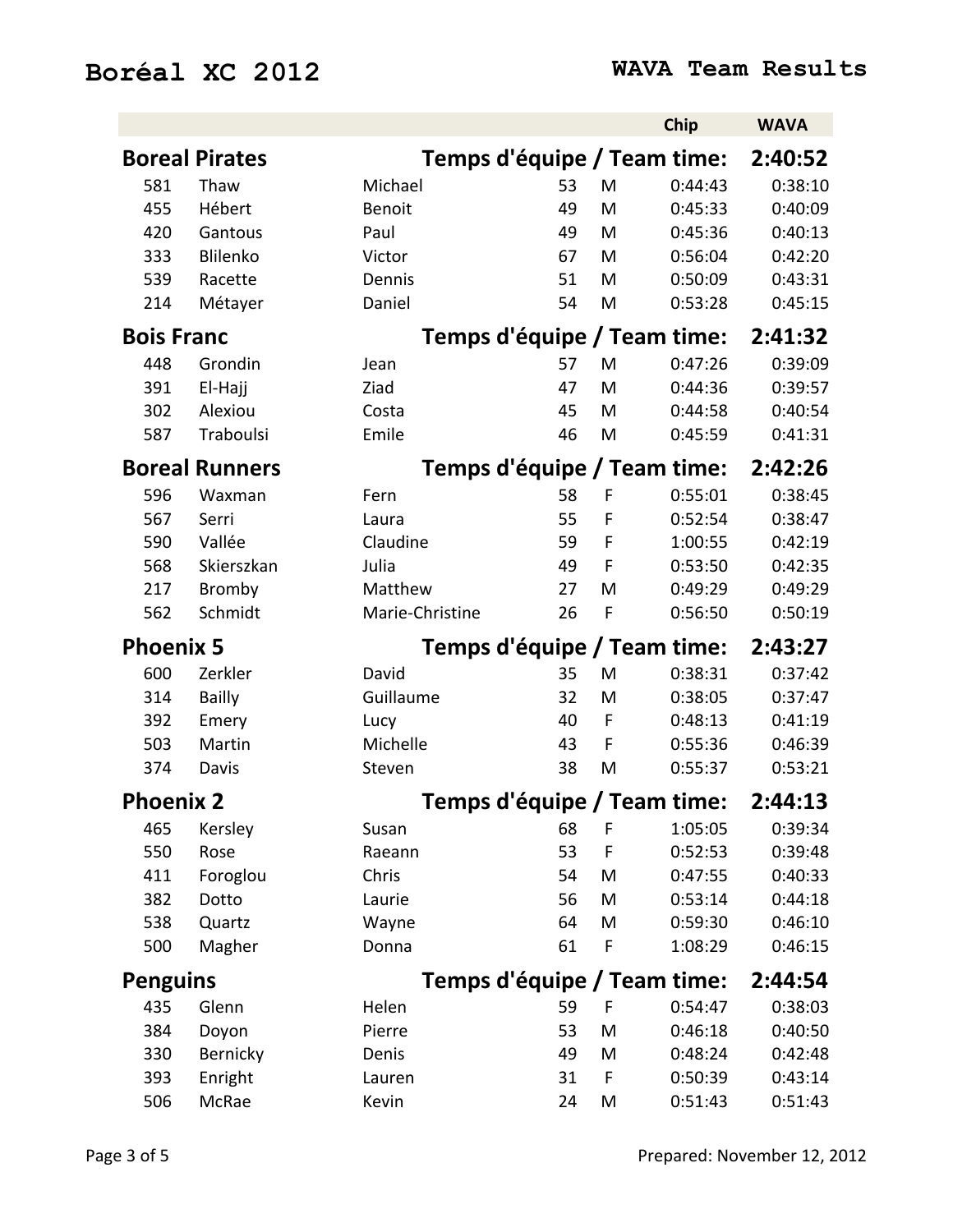# Boréal XC 2012

## WAVA Team Results

| | | | | | Chip | WAVA |
|---|---|---|---|---|---|---|
| **Boreal Pirates** | | **Temps d'équipe / Team time:** | | | | **2:40:52** |
| 581 | Thaw | Michael | 53 | M | 0:44:43 | 0:38:10 |
| 455 | Hébert | Benoit | 49 | M | 0:45:33 | 0:40:09 |
| 420 | Gantous | Paul | 49 | M | 0:45:36 | 0:40:13 |
| 333 | Blilenko | Victor | 67 | M | 0:56:04 | 0:42:20 |
| 539 | Racette | Dennis | 51 | M | 0:50:09 | 0:43:31 |
| 214 | Métayer | Daniel | 54 | M | 0:53:28 | 0:45:15 |
| **Bois Franc** | | **Temps d'équipe / Team time:** | | | | **2:41:32** |
| 448 | Grondin | Jean | 57 | M | 0:47:26 | 0:39:09 |
| 391 | El-Hajj | Ziad | 47 | M | 0:44:36 | 0:39:57 |
| 302 | Alexiou | Costa | 45 | M | 0:44:58 | 0:40:54 |
| 587 | Traboulsi | Emile | 46 | M | 0:45:59 | 0:41:31 |
| **Boreal Runners** | | **Temps d'équipe / Team time:** | | | | **2:42:26** |
| 596 | Waxman | Fern | 58 | F | 0:55:01 | 0:38:45 |
| 567 | Serri | Laura | 55 | F | 0:52:54 | 0:38:47 |
| 590 | Vallée | Claudine | 59 | F | 1:00:55 | 0:42:19 |
| 568 | Skierszkan | Julia | 49 | F | 0:53:50 | 0:42:35 |
| 217 | Bromby | Matthew | 27 | M | 0:49:29 | 0:49:29 |
| 562 | Schmidt | Marie-Christine | 26 | F | 0:56:50 | 0:50:19 |
| **Phoenix 5** | | **Temps d'équipe / Team time:** | | | | **2:43:27** |
| 600 | Zerkler | David | 35 | M | 0:38:31 | 0:37:42 |
| 314 | Bailly | Guillaume | 32 | M | 0:38:05 | 0:37:47 |
| 392 | Emery | Lucy | 40 | F | 0:48:13 | 0:41:19 |
| 503 | Martin | Michelle | 43 | F | 0:55:36 | 0:46:39 |
| 374 | Davis | Steven | 38 | M | 0:55:37 | 0:53:21 |
| **Phoenix 2** | | **Temps d'équipe / Team time:** | | | | **2:44:13** |
| 465 | Kersley | Susan | 68 | F | 1:05:05 | 0:39:34 |
| 550 | Rose | Raeann | 53 | F | 0:52:53 | 0:39:48 |
| 411 | Foroglou | Chris | 54 | M | 0:47:55 | 0:40:33 |
| 382 | Dotto | Laurie | 56 | M | 0:53:14 | 0:44:18 |
| 538 | Quartz | Wayne | 64 | M | 0:59:30 | 0:46:10 |
| 500 | Magher | Donna | 61 | F | 1:08:29 | 0:46:15 |
| **Penguins** | | **Temps d'équipe / Team time:** | | | | **2:44:54** |
| 435 | Glenn | Helen | 59 | F | 0:54:47 | 0:38:03 |
| 384 | Doyon | Pierre | 53 | M | 0:46:18 | 0:40:50 |
| 330 | Bernicky | Denis | 49 | M | 0:48:24 | 0:42:48 |
| 393 | Enright | Lauren | 31 | F | 0:50:39 | 0:43:14 |
| 506 | McRae | Kevin | 24 | M | 0:51:43 | 0:51:43 |

Prepared: November 12, 2012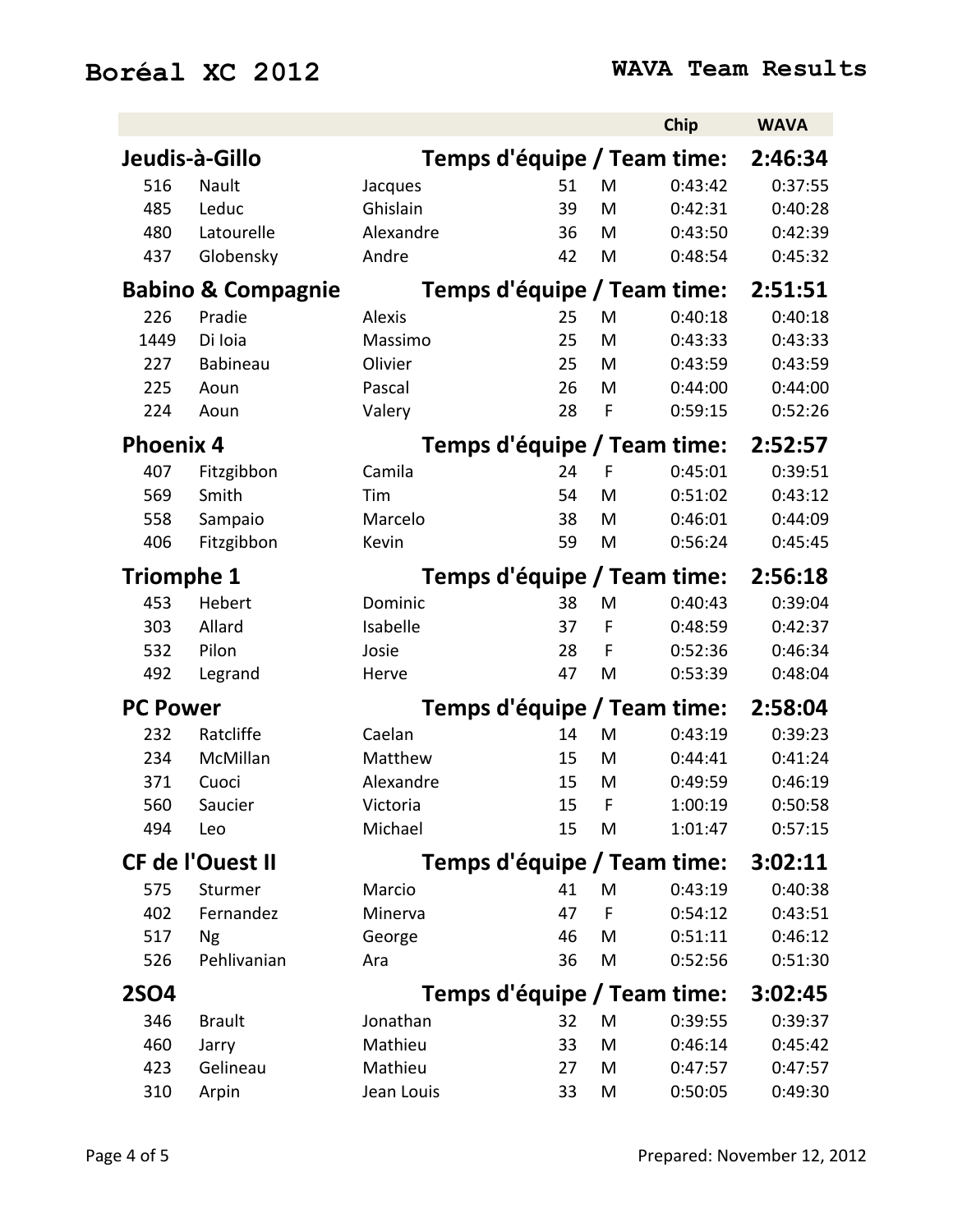# Boréal XC 2012

## WAVA Team Results

| | | | | | Chip | WAVA |
|---|---|---|---|---|---|---|
| **Jeudis-à-Gillo** | | **Temps d'équipe / Team time:** | | | | **2:46:34** |
| 516 | Nault | Jacques | 51 | M | 0:43:42 | 0:37:55 |
| 485 | Leduc | Ghislain | 39 | M | 0:42:31 | 0:40:28 |
| 480 | Latourelle | Alexandre | 36 | M | 0:43:50 | 0:42:39 |
| 437 | Globensky | Andre | 42 | M | 0:48:54 | 0:45:32 |
| **Babino & Compagnie** | | **Temps d'équipe / Team time:** | | | | **2:51:51** |
| 226 | Pradie | Alexis | 25 | M | 0:40:18 | 0:40:18 |
| 1449 | Di Ioia | Massimo | 25 | M | 0:43:33 | 0:43:33 |
| 227 | Babineau | Olivier | 25 | M | 0:43:59 | 0:43:59 |
| 225 | Aoun | Pascal | 26 | M | 0:44:00 | 0:44:00 |
| 224 | Aoun | Valery | 28 | F | 0:59:15 | 0:52:26 |
| **Phoenix 4** | | **Temps d'équipe / Team time:** | | | | **2:52:57** |
| 407 | Fitzgibbon | Camila | 24 | F | 0:45:01 | 0:39:51 |
| 569 | Smith | Tim | 54 | M | 0:51:02 | 0:43:12 |
| 558 | Sampaio | Marcelo | 38 | M | 0:46:01 | 0:44:09 |
| 406 | Fitzgibbon | Kevin | 59 | M | 0:56:24 | 0:45:45 |
| **Triomphe 1** | | **Temps d'équipe / Team time:** | | | | **2:56:18** |
| 453 | Hebert | Dominic | 38 | M | 0:40:43 | 0:39:04 |
| 303 | Allard | Isabelle | 37 | F | 0:48:59 | 0:42:37 |
| 532 | Pilon | Josie | 28 | F | 0:52:36 | 0:46:34 |
| 492 | Legrand | Herve | 47 | M | 0:53:39 | 0:48:04 |
| **PC Power** | | **Temps d'équipe / Team time:** | | | | **2:58:04** |
| 232 | Ratcliffe | Caelan | 14 | M | 0:43:19 | 0:39:23 |
| 234 | McMillan | Matthew | 15 | M | 0:44:41 | 0:41:24 |
| 371 | Cuoci | Alexandre | 15 | M | 0:49:59 | 0:46:19 |
| 560 | Saucier | Victoria | 15 | F | 1:00:19 | 0:50:58 |
| 494 | Leo | Michael | 15 | M | 1:01:47 | 0:57:15 |
| **CF de l'Ouest II** | | **Temps d'équipe / Team time:** | | | | **3:02:11** |
| 575 | Sturmer | Marcio | 41 | M | 0:43:19 | 0:40:38 |
| 402 | Fernandez | Minerva | 47 | F | 0:54:12 | 0:43:51 |
| 517 | Ng | George | 46 | M | 0:51:11 | 0:46:12 |
| 526 | Pehlivanian | Ara | 36 | M | 0:52:56 | 0:51:30 |
| **2SO4** | | **Temps d'équipe / Team time:** | | | | **3:02:45** |
| 346 | Brault | Jonathan | 32 | M | 0:39:55 | 0:39:37 |
| 460 | Jarry | Mathieu | 33 | M | 0:46:14 | 0:45:42 |
| 423 | Gelineau | Mathieu | 27 | M | 0:47:57 | 0:47:57 |
| 310 | Arpin | Jean Louis | 33 | M | 0:50:05 | 0:49:30 |

Prepared: November 12, 2012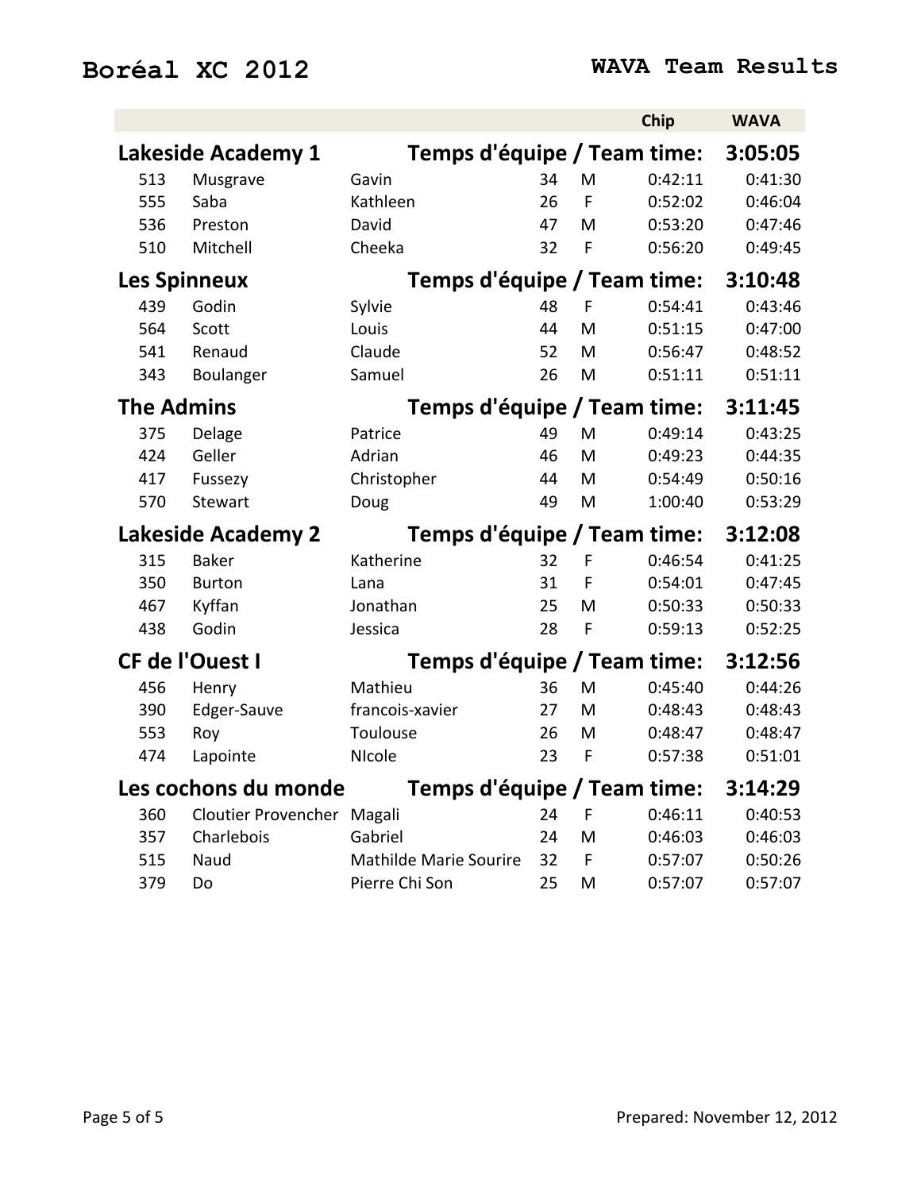# Boréal XC 2012

## WAVA Team Results

| | | | | | Chip | WAVA |
|---|---|---|---|---|---|---|
| **Lakeside Academy 1** | | **Temps d'équipe / Team time:** | | | | **3:05:05** |
| 513 | Musgrave | Gavin | 34 | M | 0:42:11 | 0:41:30 |
| 555 | Saba | Kathleen | 26 | F | 0:52:02 | 0:46:04 |
| 536 | Preston | David | 47 | M | 0:53:20 | 0:47:46 |
| 510 | Mitchell | Cheeka | 32 | F | 0:56:20 | 0:49:45 |
| **Les Spinneux** | | **Temps d'équipe / Team time:** | | | | **3:10:48** |
| 439 | Godin | Sylvie | 48 | F | 0:54:41 | 0:43:46 |
| 564 | Scott | Louis | 44 | M | 0:51:15 | 0:47:00 |
| 541 | Renaud | Claude | 52 | M | 0:56:47 | 0:48:52 |
| 343 | Boulanger | Samuel | 26 | M | 0:51:11 | 0:51:11 |
| **The Admins** | | **Temps d'équipe / Team time:** | | | | **3:11:45** |
| 375 | Delage | Patrice | 49 | M | 0:49:14 | 0:43:25 |
| 424 | Geller | Adrian | 46 | M | 0:49:23 | 0:44:35 |
| 417 | Fussezy | Christopher | 44 | M | 0:54:49 | 0:50:16 |
| 570 | Stewart | Doug | 49 | M | 1:00:40 | 0:53:29 |
| **Lakeside Academy 2** | | **Temps d'équipe / Team time:** | | | | **3:12:08** |
| 315 | Baker | Katherine | 32 | F | 0:46:54 | 0:41:25 |
| 350 | Burton | Lana | 31 | F | 0:54:01 | 0:47:45 |
| 467 | Kyffan | Jonathan | 25 | M | 0:50:33 | 0:50:33 |
| 438 | Godin | Jessica | 28 | F | 0:59:13 | 0:52:25 |
| **CF de l'Ouest I** | | **Temps d'équipe / Team time:** | | | | **3:12:56** |
| 456 | Henry | Mathieu | 36 | M | 0:45:40 | 0:44:26 |
| 390 | Edger-Sauve | francois-xavier | 27 | M | 0:48:43 | 0:48:43 |
| 553 | Roy | Toulouse | 26 | M | 0:48:47 | 0:48:47 |
| 474 | Lapointe | NIcole | 23 | F | 0:57:38 | 0:51:01 |
| **Les cochons du monde** | | **Temps d'équipe / Team time:** | | | | **3:14:29** |
| 360 | Cloutier Provencher | Magali | 24 | F | 0:46:11 | 0:40:53 |
| 357 | Charlebois | Gabriel | 24 | M | 0:46:03 | 0:46:03 |
| 515 | Naud | Mathilde Marie Sourire | 32 | F | 0:57:07 | 0:50:26 |
| 379 | Do | Pierre Chi Son | 25 | M | 0:57:07 | 0:57:07 |

Prepared: November 12, 2012